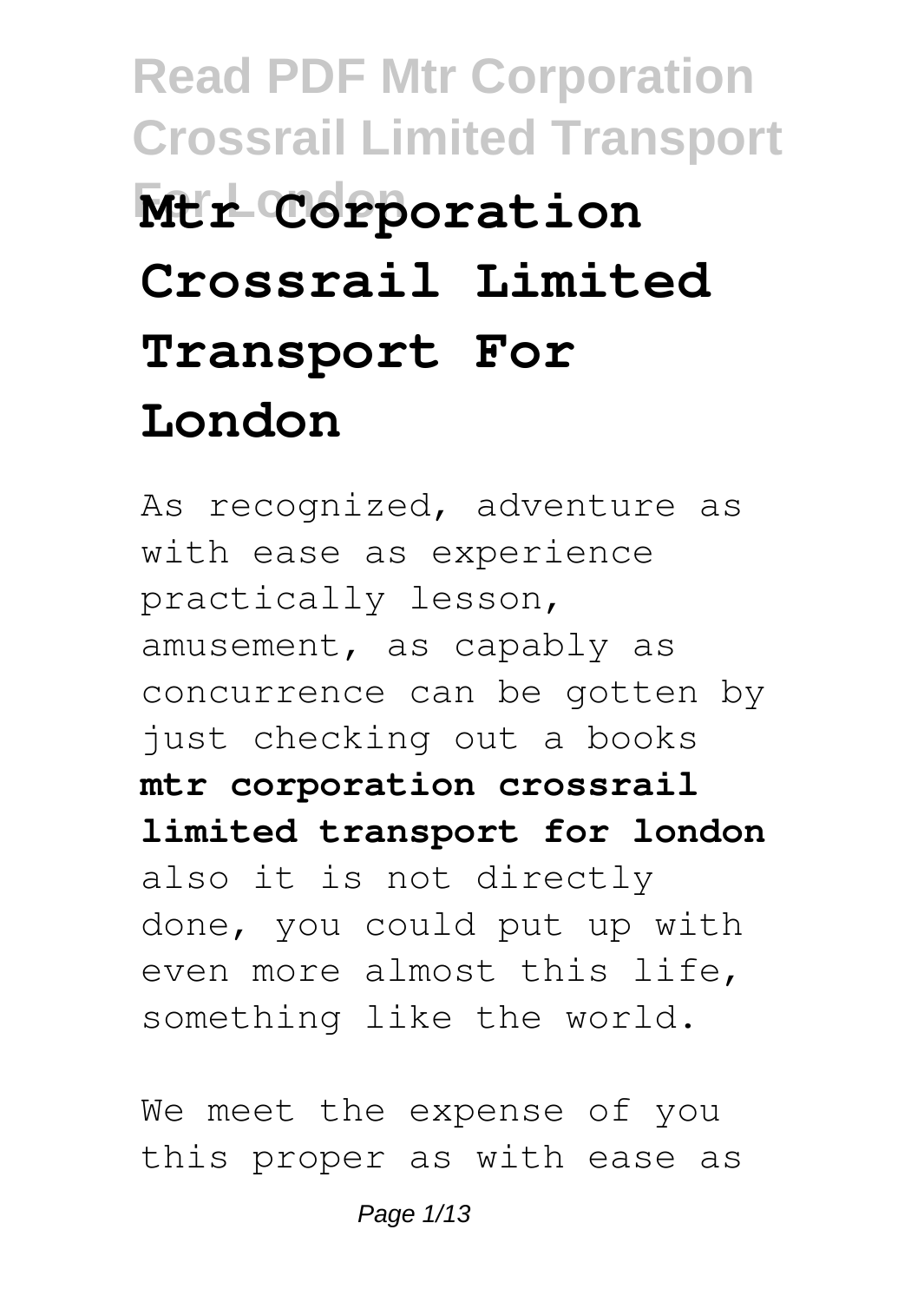# Read PDF Mtr Corporation Crossrail Limited Transport For London

# Mtr Corporation Crossrail Limited Transport For London

As recognized, adventure as with ease as experience practically lesson, amusement, as capably as concurrence can be gotten by just checking out a books **mtr corporation crossrail limited transport for london** also it is not directly done, you could put up with even more almost this life, something like the world.

We meet the expense of you this proper as with ease as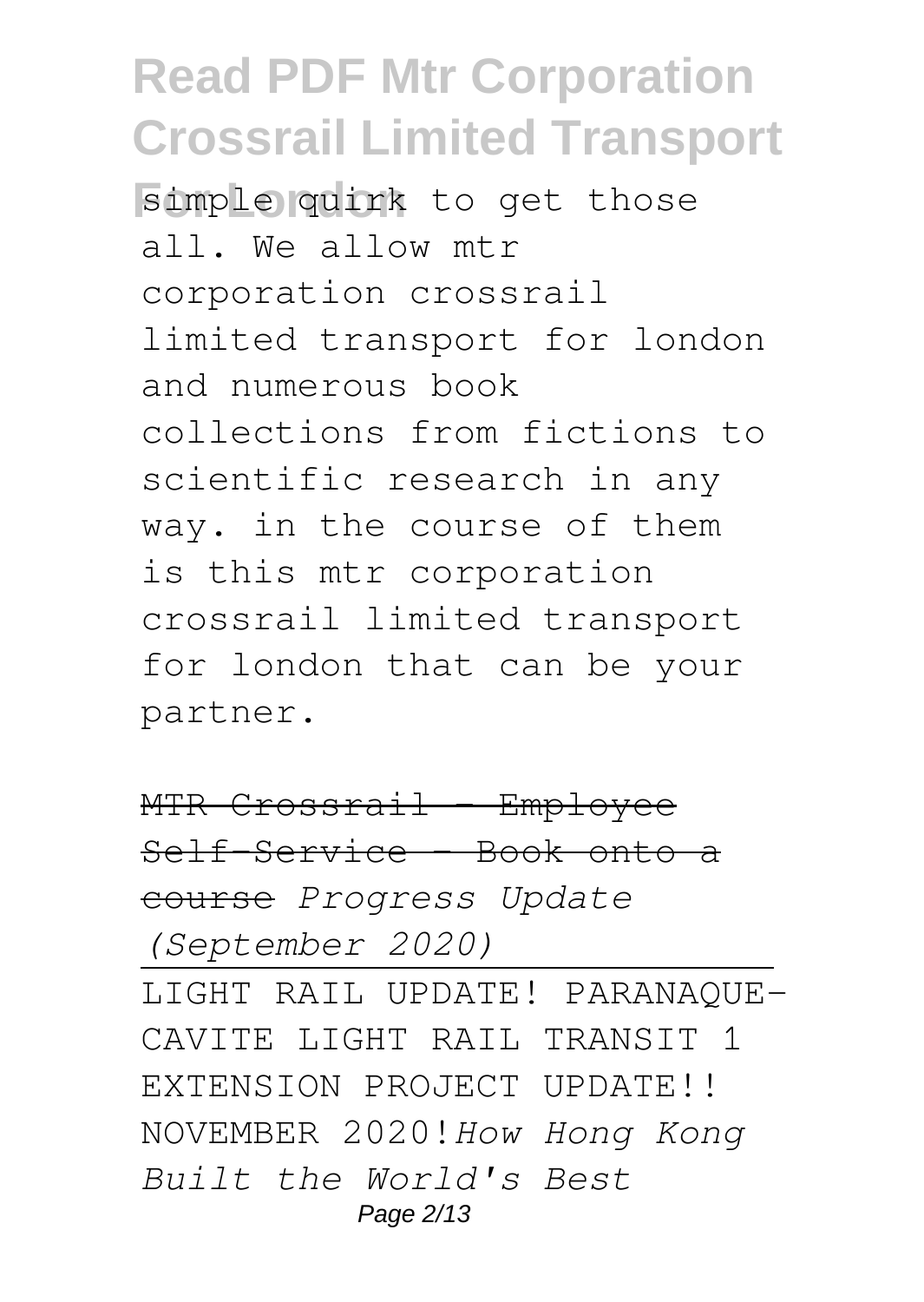simple quirk to get those all. We allow mtr corporation crossrail limited transport for london and numerous book collections from fictions to scientific research in any way. in the course of them is this mtr corporation crossrail limited transport for london that can be your partner.

~~MTR Crossrail - Employee Self-Service - Book onto a course~~ *Progress Update (September 2020)*

LIGHT RAIL UPDATE! PARANAQUE-CAVITE LIGHT RAIL TRANSIT 1 EXTENSION PROJECT UPDATE!! NOVEMBER 2020!*How Hong Kong Built the World's Best*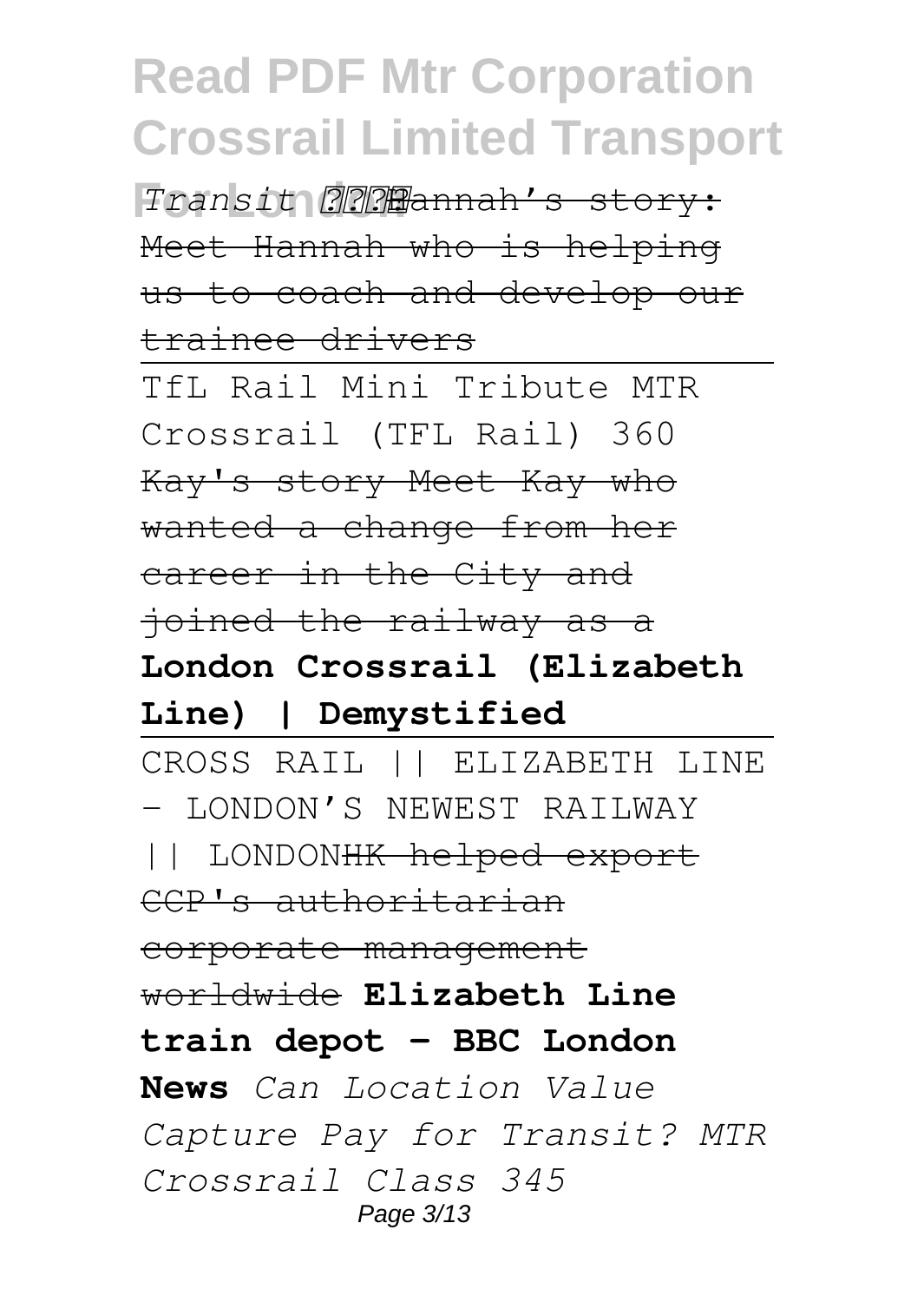*Transit* ????Hannah's story: Meet Hannah who is helping us to coach and develop our trainee drivers

TfL Rail Mini Tribute MTR Crossrail (TFL Rail) 360 Kay's story Meet Kay who wanted a change from her career in the City and joined the railway as a **London Crossrail (Elizabeth Line) | Demystified**

CROSS RAIL || ELIZABETH LINE - LONDON'S NEWEST RAILWAY || LONDONHK helped export CCP's authoritarian corporate management worldwide **Elizabeth Line train depot - BBC London News** *Can Location Value Capture Pay for Transit? MTR Crossrail Class 345*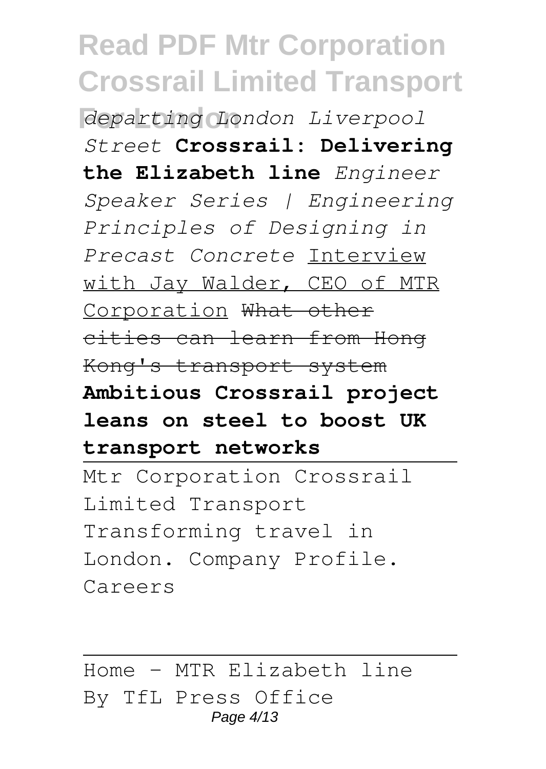*departing London Liverpool Street* **Crossrail: Delivering the Elizabeth line** *Engineer Speaker Series | Engineering Principles of Designing in Precast Concrete* Interview with Jay Walder, CEO of MTR Corporation ~~What other cities can learn from Hong Kong's transport system~~ **Ambitious Crossrail project leans on steel to boost UK transport networks**

---

Mtr Corporation Crossrail Limited Transport

Transforming travel in London. Company Profile. Careers

---

Home - MTR Elizabeth line

By TfL Press Office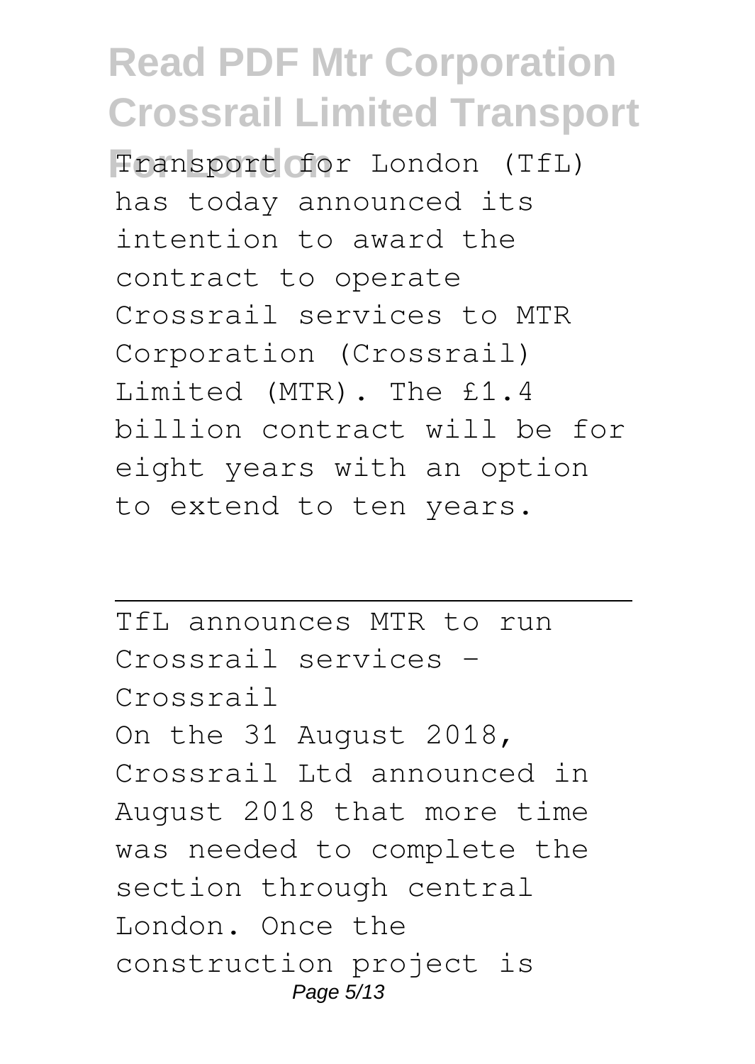Transport for London (TfL) has today announced its intention to award the contract to operate Crossrail services to MTR Corporation (Crossrail) Limited (MTR). The £1.4 billion contract will be for eight years with an option to extend to ten years.

---

TfL announces MTR to run Crossrail services - Crossrail

On the 31 August 2018, Crossrail Ltd announced in August 2018 that more time was needed to complete the section through central London. Once the construction project is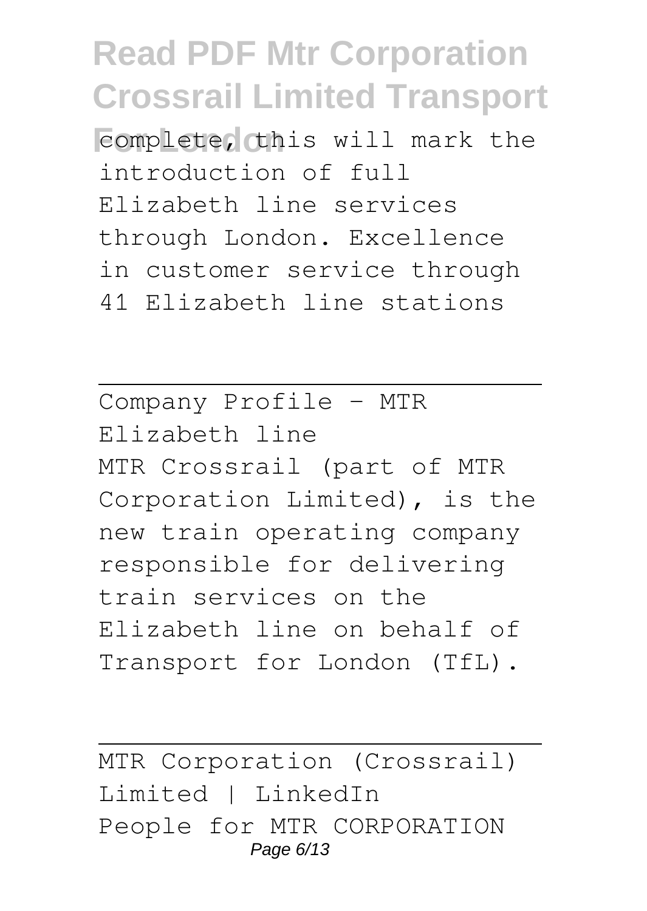complete, this will mark the introduction of full Elizabeth line services through London. Excellence in customer service through 41 Elizabeth line stations

---

Company Profile - MTR Elizabeth line

MTR Crossrail (part of MTR Corporation Limited), is the new train operating company responsible for delivering train services on the Elizabeth line on behalf of Transport for London (TfL).

---

MTR Corporation (Crossrail) Limited | LinkedIn

People for MTR CORPORATION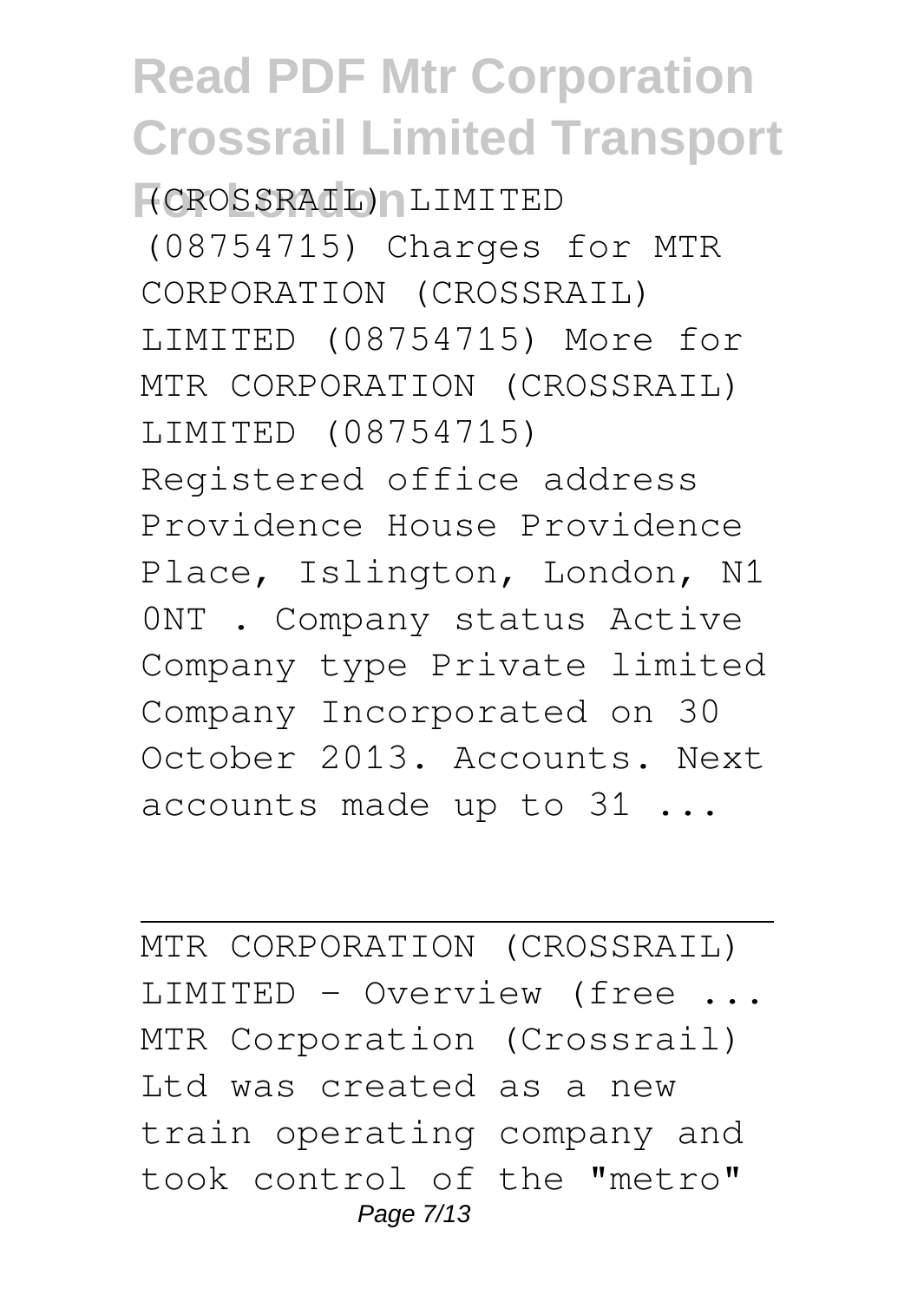(CROSSRAIL) LIMITED (08754715) Charges for MTR CORPORATION (CROSSRAIL) LIMITED (08754715) More for MTR CORPORATION (CROSSRAIL) LIMITED (08754715) Registered office address Providence House Providence Place, Islington, London, N1 0NT . Company status Active Company type Private limited Company Incorporated on 30 October 2013. Accounts. Next accounts made up to 31 ...

---

MTR CORPORATION (CROSSRAIL) LIMITED - Overview (free ...
MTR Corporation (Crossrail) Ltd was created as a new train operating company and took control of the "metro"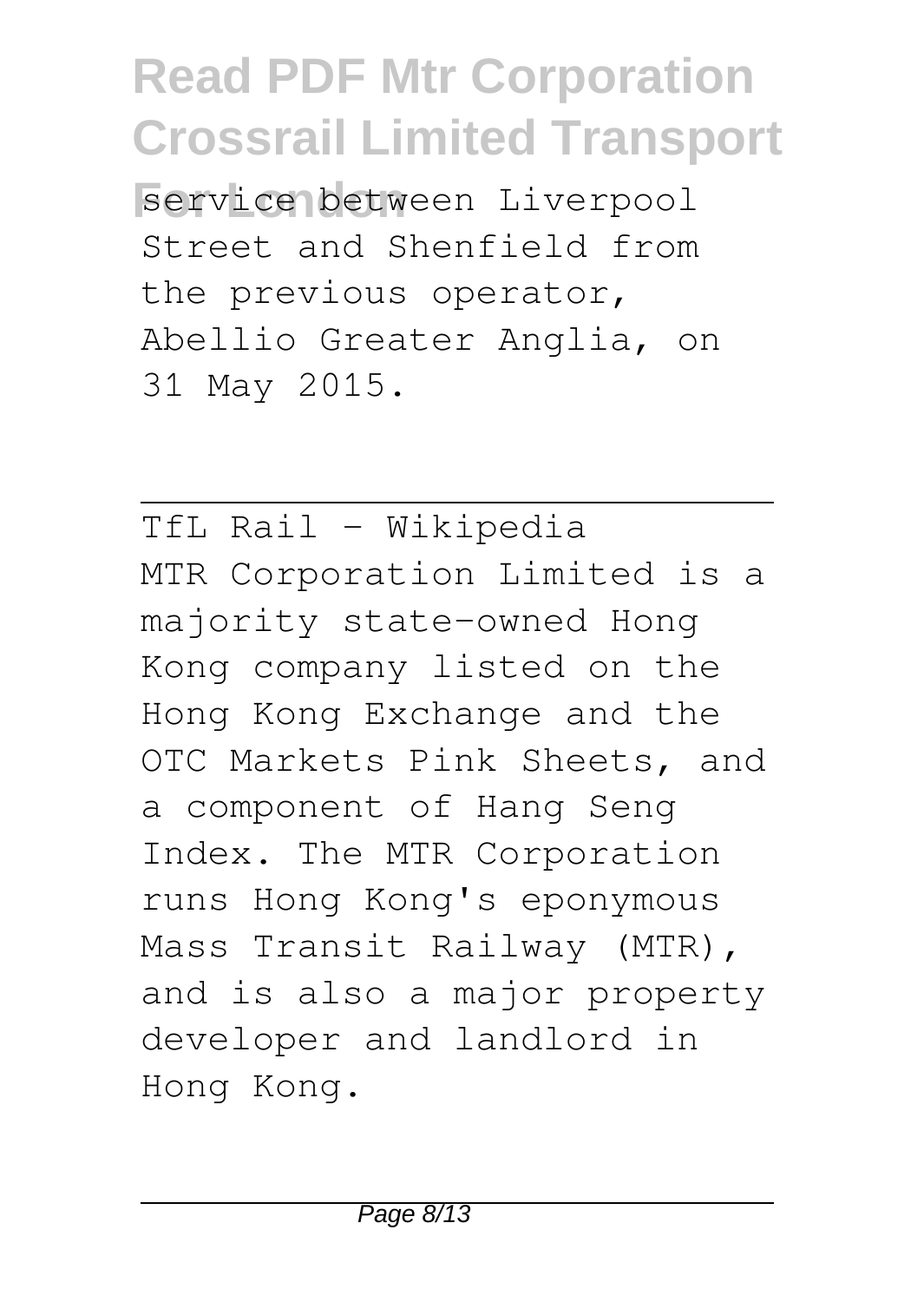service between Liverpool Street and Shenfield from the previous operator, Abellio Greater Anglia, on 31 May 2015.

---

TfL Rail - Wikipedia

MTR Corporation Limited is a majority state-owned Hong Kong company listed on the Hong Kong Exchange and the OTC Markets Pink Sheets, and a component of Hang Seng Index. The MTR Corporation runs Hong Kong's eponymous Mass Transit Railway (MTR), and is also a major property developer and landlord in Hong Kong.

---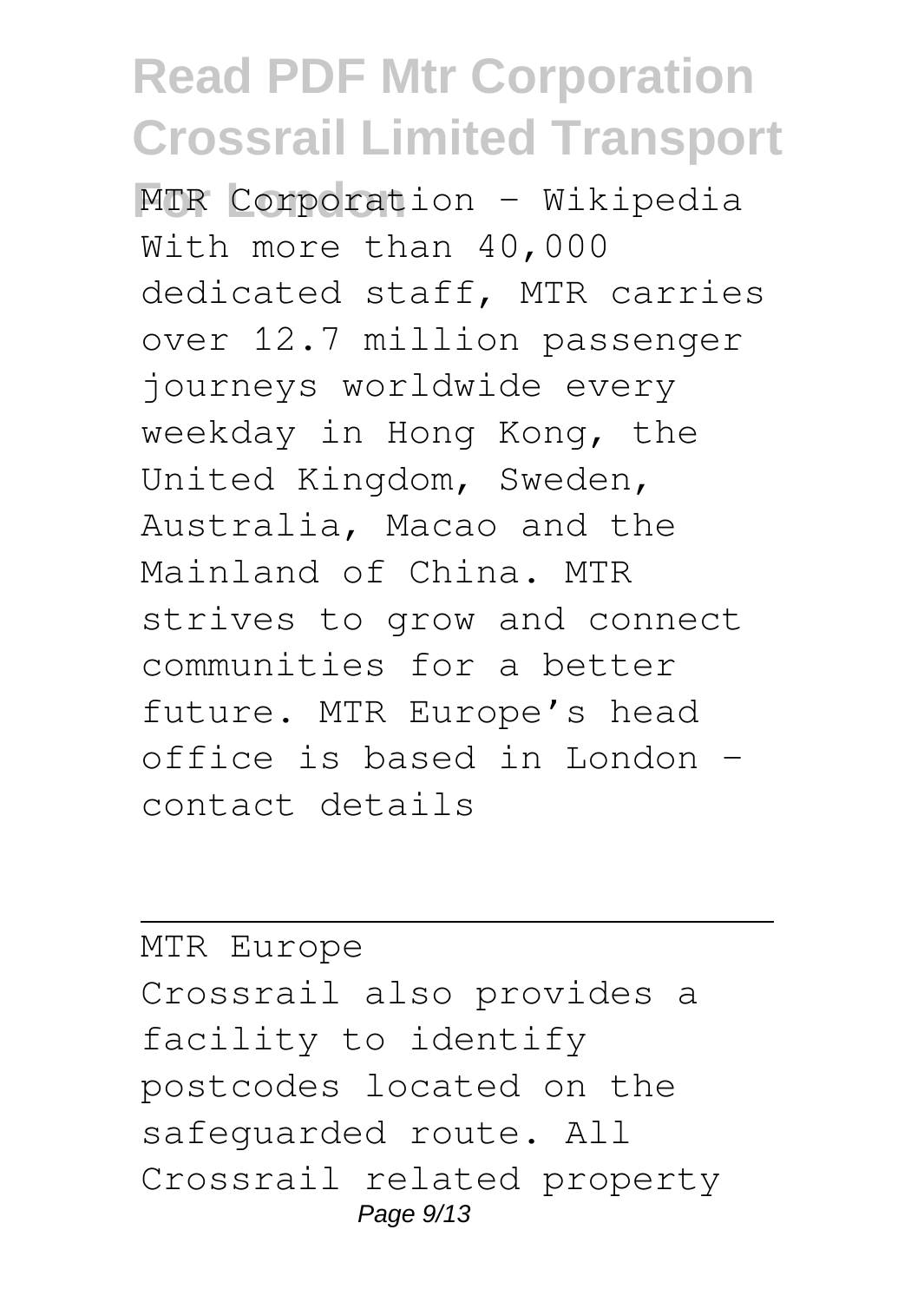MTR Corporation - Wikipedia
With more than 40,000 dedicated staff, MTR carries over 12.7 million passenger journeys worldwide every weekday in Hong Kong, the United Kingdom, Sweden, Australia, Macao and the Mainland of China. MTR strives to grow and connect communities for a better future. MTR Europe's head office is based in London - contact details

---

MTR Europe
Crossrail also provides a facility to identify postcodes located on the safeguarded route. All Crossrail related property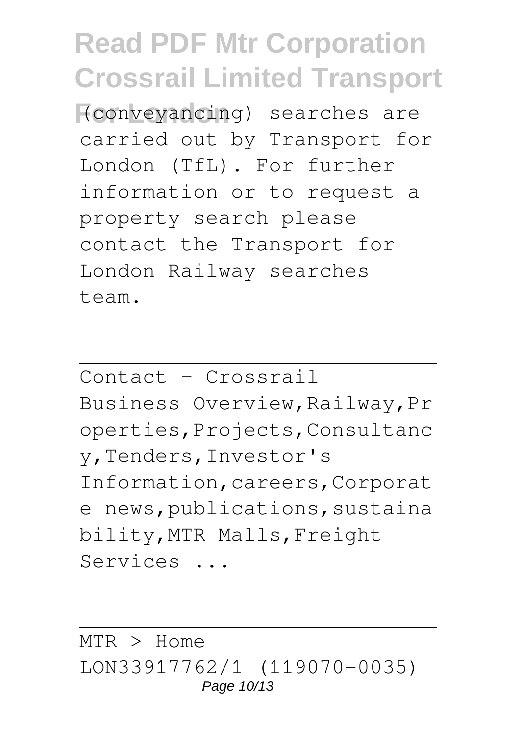(conveyancing) searches are carried out by Transport for London (TfL). For further information or to request a property search please contact the Transport for London Railway searches team.

---

Contact - Crossrail

Business Overview,Railway,Properties,Projects,Consultancy,Tenders,Investor's Information,careers,Corporate news,publications,sustainability,MTR Malls,Freight Services ...

---

MTR > Home

LON33917762/1 (119070-0035)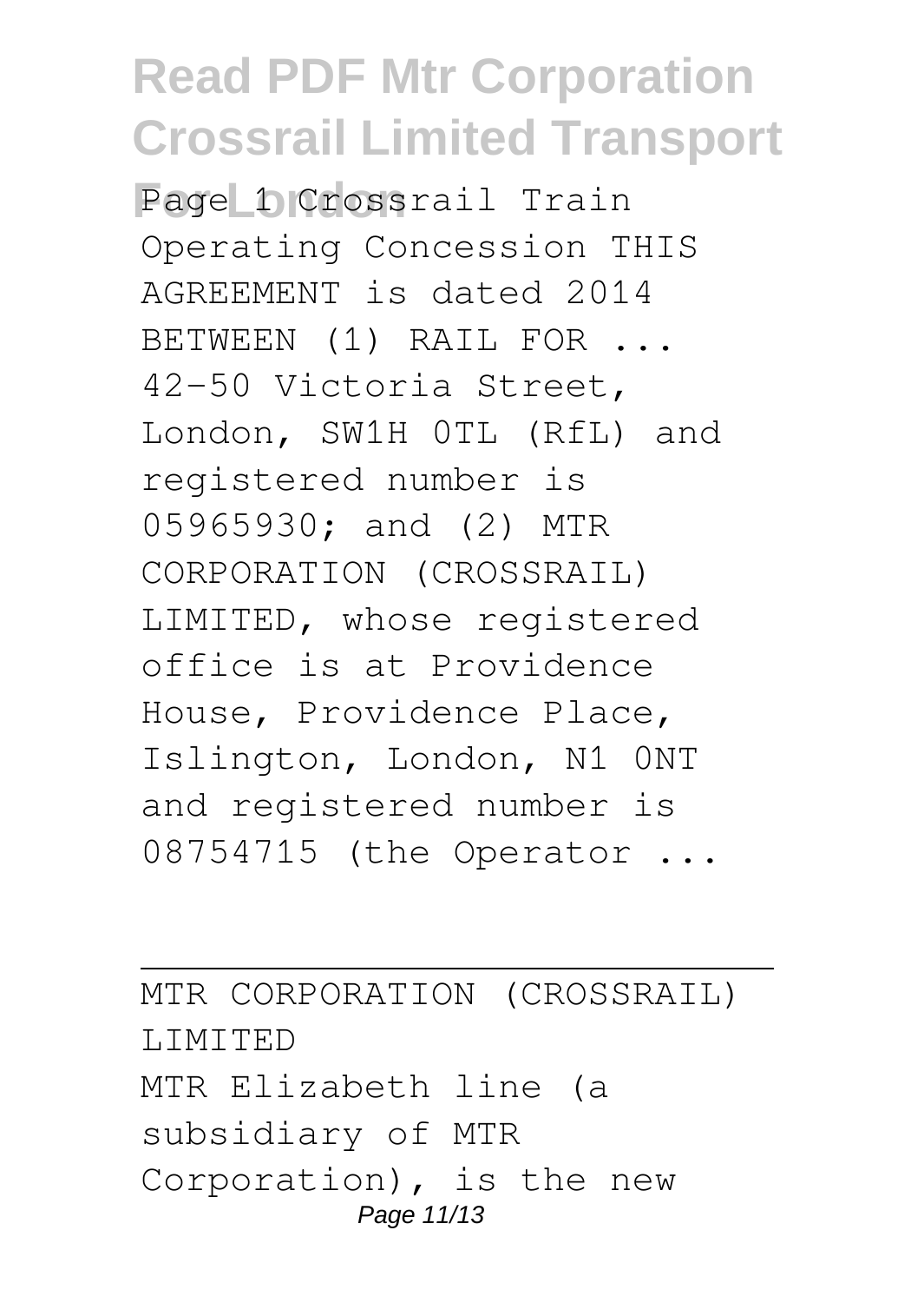Page 1 Crossrail Train Operating Concession THIS AGREEMENT is dated 2014 BETWEEN (1) RAIL FOR ... 42-50 Victoria Street, London, SW1H 0TL (RfL) and registered number is 05965930; and (2) MTR CORPORATION (CROSSRAIL) LIMITED, whose registered office is at Providence House, Providence Place, Islington, London, N1 0NT and registered number is 08754715 (the Operator ...

---

MTR CORPORATION (CROSSRAIL) LIMITED

MTR Elizabeth line (a subsidiary of MTR Corporation), is the new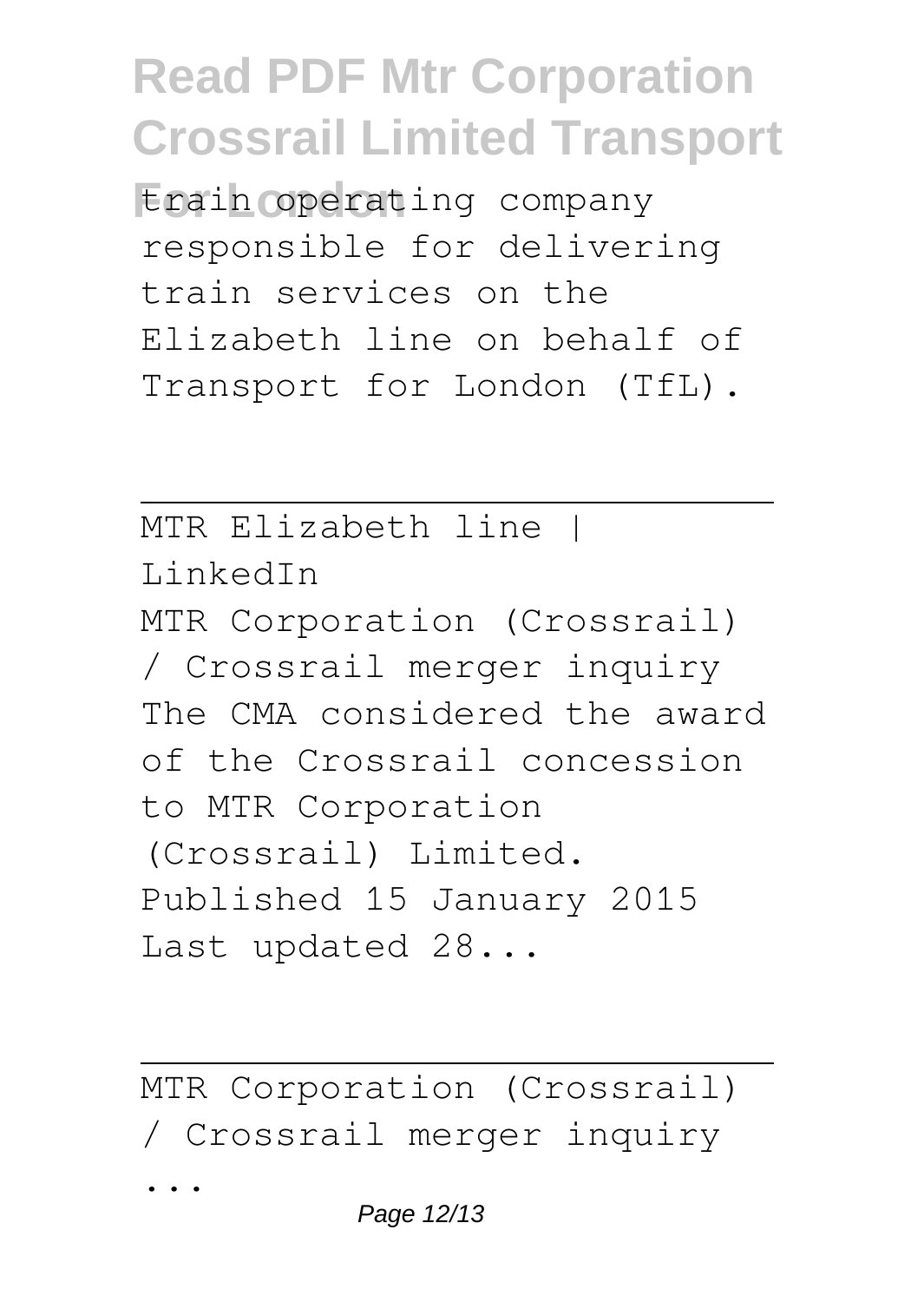train operating company responsible for delivering train services on the Elizabeth line on behalf of Transport for London (TfL).

---

MTR Elizabeth line | LinkedIn

MTR Corporation (Crossrail) / Crossrail merger inquiry The CMA considered the award of the Crossrail concession to MTR Corporation (Crossrail) Limited. Published 15 January 2015 Last updated 28...

---

MTR Corporation (Crossrail) / Crossrail merger inquiry ...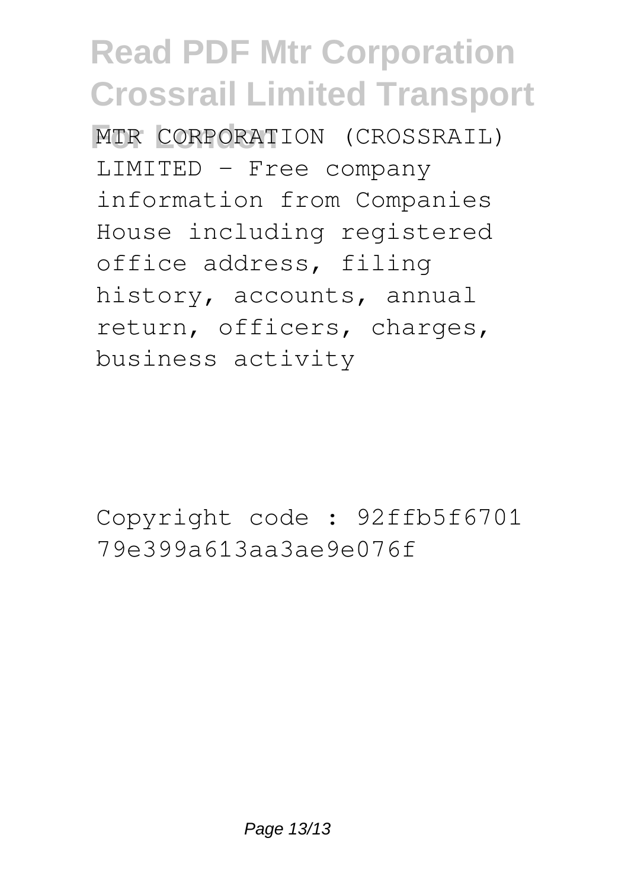MTR CORPORATION (CROSSRAIL) LIMITED - Free company information from Companies House including registered office address, filing history, accounts, annual return, officers, charges, business activity

Copyright code : 92ffb5f670179e399a613aa3ae9e076f